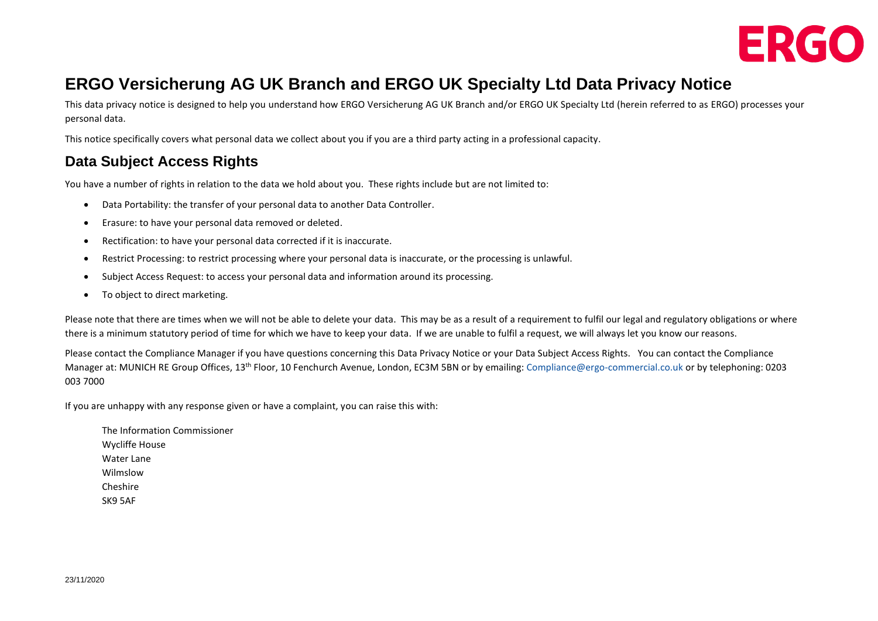# ERGO Versicherung AG UK Branch and ERGO UK Specialty Ltd Data Privacy Notice

This data privacy notice is designed to help you understand how ERGO Versicherung AG UK Branch and/or ERGO UK Specialty Ltd (herein referred to as ERGO) processes your personal data.

This notice specifically covers what personal data we collect about you if you are a third party acting in a professional capacity.

## Data Subject Access Rights

You have a number of rights in relation to the data we hold about you. These rights include but are not limited to:

- Data Portability: the transfer of your personal data to another Data Controller.
- Erasure: to have your personal data removed or deleted.
- Rectification: to have your personal data corrected if it is inaccurate.
- Restrict Processing: to restrict processing where your personal data is inaccurate, or the processing is unlawful.
- Subject Access Request: to access your personal data and information around its processing.
- To object to direct marketing.

Please note that there are times when we will not be able to delete your data. This may be as a result of a requirement to fulfil our legal and regulatory obligations or where there is a minimum statutory period of time for which we have to keep your data. If we are unable to fulfil a request, we will always let you know our reasons.

Please contact the Compliance Manager if you have questions concerning this Data Privacy Notice or your Data Subject Access Rights. You can contact the Compliance Manager at: MUNICH RE Group Offices, 13th Floor, 10 Fenchurch Avenue, London, EC3M 5BN or by emailing: Compliance@ergo-commercial.co.uk or by telephoning: 0203 003 7000

If you are unhappy with any response given or have a complaint, you can raise this with:

The Information Commissioner
Wycliffe House
Water Lane
Wilmslow
Cheshire
SK9 5AF

23/11/2020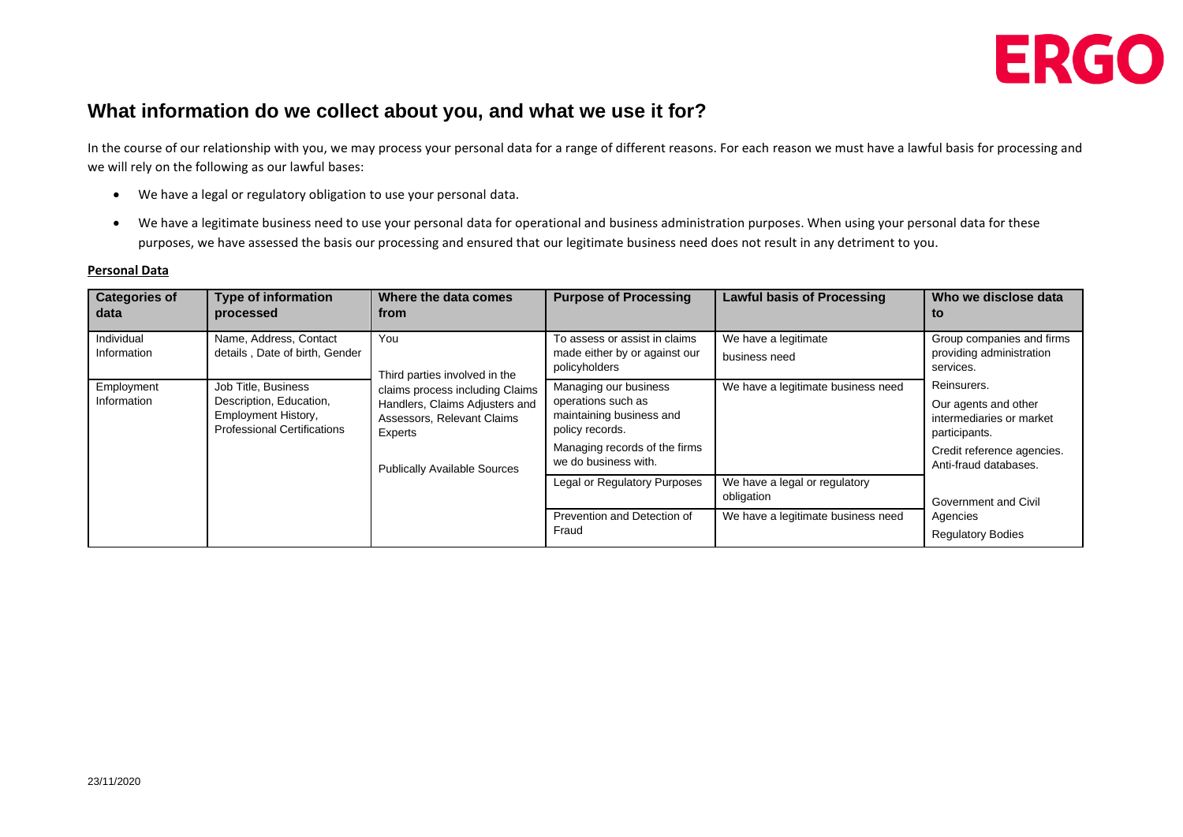## What information do we collect about you, and what we use it for?

In the course of our relationship with you, we may process your personal data for a range of different reasons. For each reason we must have a lawful basis for processing and we will rely on the following as our lawful bases:

- We have a legal or regulatory obligation to use your personal data.
- We have a legitimate business need to use your personal data for operational and business administration purposes. When using your personal data for these purposes, we have assessed the basis our processing and ensured that our legitimate business need does not result in any detriment to you.

**Personal Data**

| Categories of data | Type of information processed | Where the data comes from | Purpose of Processing | Lawful basis of Processing | Who we disclose data to |
|---|---|---|---|---|---|
| Individual Information | Name, Address, Contact details , Date of birth, Gender | You<br><br>Third parties involved in the claims process including Claims Handlers, Claims Adjusters and Assessors, Relevant Claims Experts<br><br>Publically Available Sources | To assess or assist in claims made either by or against our policyholders | We have a legitimate business need | Group companies and firms providing administration services.<br><br>Reinsurers.<br><br>Our agents and other intermediaries or market participants.<br><br>Credit reference agencies. Anti-fraud databases.<br><br>Government and Civil Agencies<br><br>Regulatory Bodies |
| Employment Information | Job Title, Business Description, Education, Employment History, Professional Certifications | | Managing our business operations such as maintaining business and policy records.<br><br>Managing records of the firms we do business with. | We have a legitimate business need | |
| | | | Legal or Regulatory Purposes | We have a legal or regulatory obligation | |
| | | | Prevention and Detection of Fraud | We have a legitimate business need | |

23/11/2020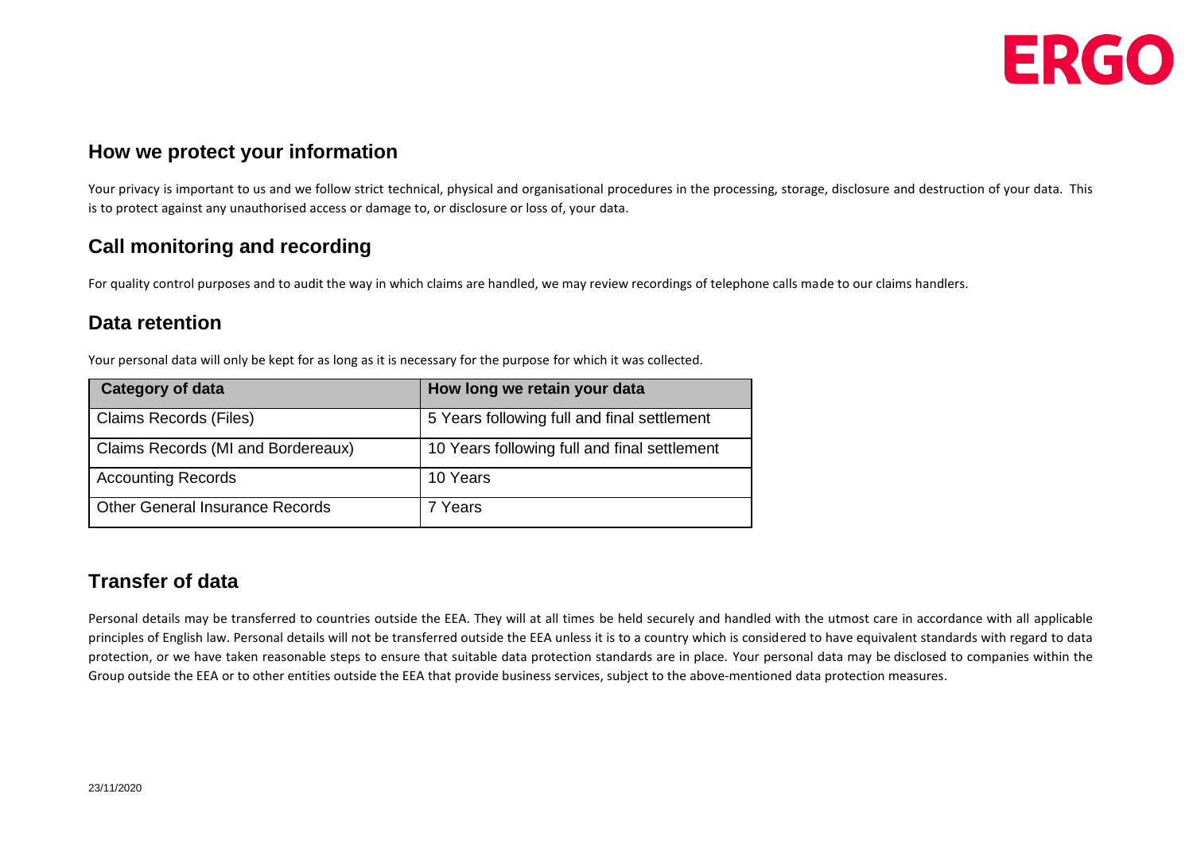## How we protect your information

Your privacy is important to us and we follow strict technical, physical and organisational procedures in the processing, storage, disclosure and destruction of your data. This is to protect against any unauthorised access or damage to, or disclosure or loss of, your data.

## Call monitoring and recording

For quality control purposes and to audit the way in which claims are handled, we may review recordings of telephone calls made to our claims handlers.

## Data retention

Your personal data will only be kept for as long as it is necessary for the purpose for which it was collected.

| Category of data | How long we retain your data |
|---|---|
| Claims Records (Files) | 5 Years following full and final settlement |
| Claims Records (MI and Bordereaux) | 10 Years following full and final settlement |
| Accounting Records | 10 Years |
| Other General Insurance Records | 7 Years |

## Transfer of data

Personal details may be transferred to countries outside the EEA. They will at all times be held securely and handled with the utmost care in accordance with all applicable principles of English law. Personal details will not be transferred outside the EEA unless it is to a country which is considered to have equivalent standards with regard to data protection, or we have taken reasonable steps to ensure that suitable data protection standards are in place. Your personal data may be disclosed to companies within the Group outside the EEA or to other entities outside the EEA that provide business services, subject to the above-mentioned data protection measures.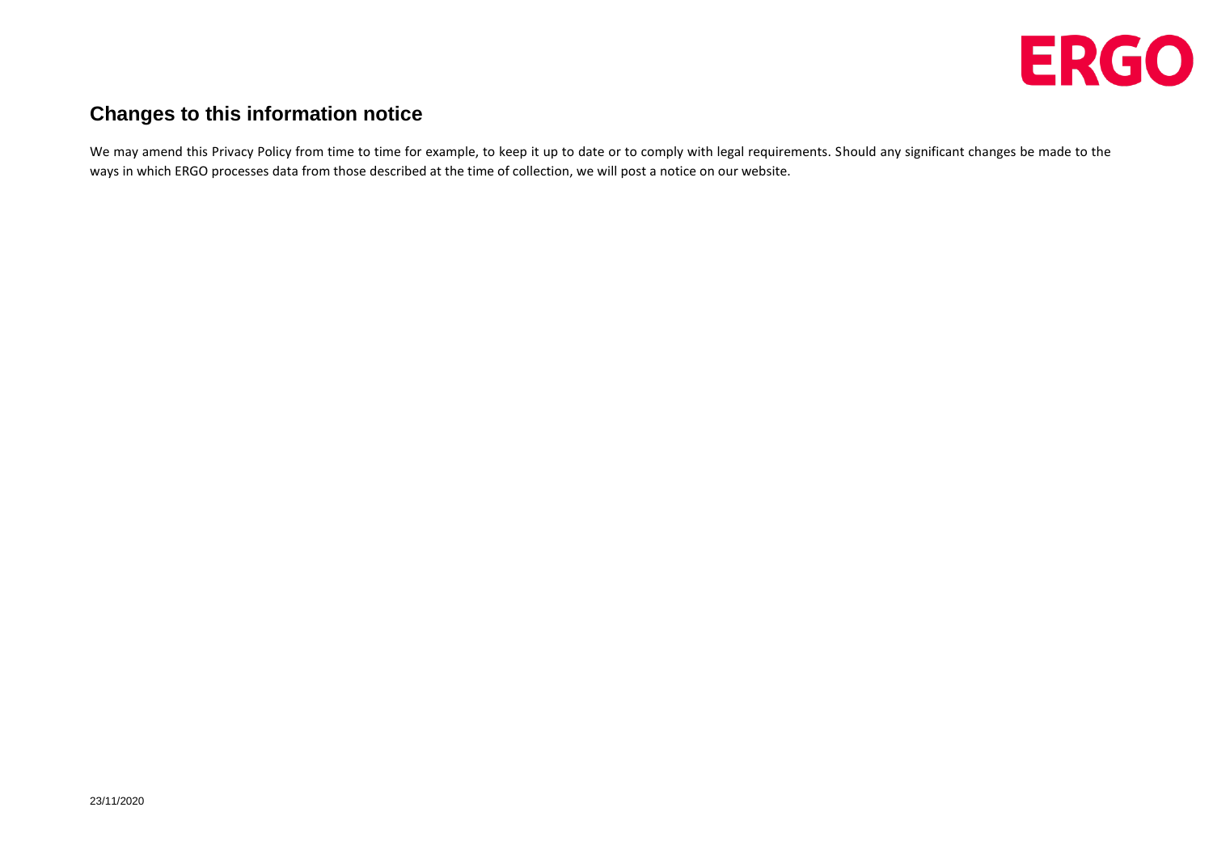## Changes to this information notice

We may amend this Privacy Policy from time to time for example, to keep it up to date or to comply with legal requirements. Should any significant changes be made to the ways in which ERGO processes data from those described at the time of collection, we will post a notice on our website.

23/11/2020